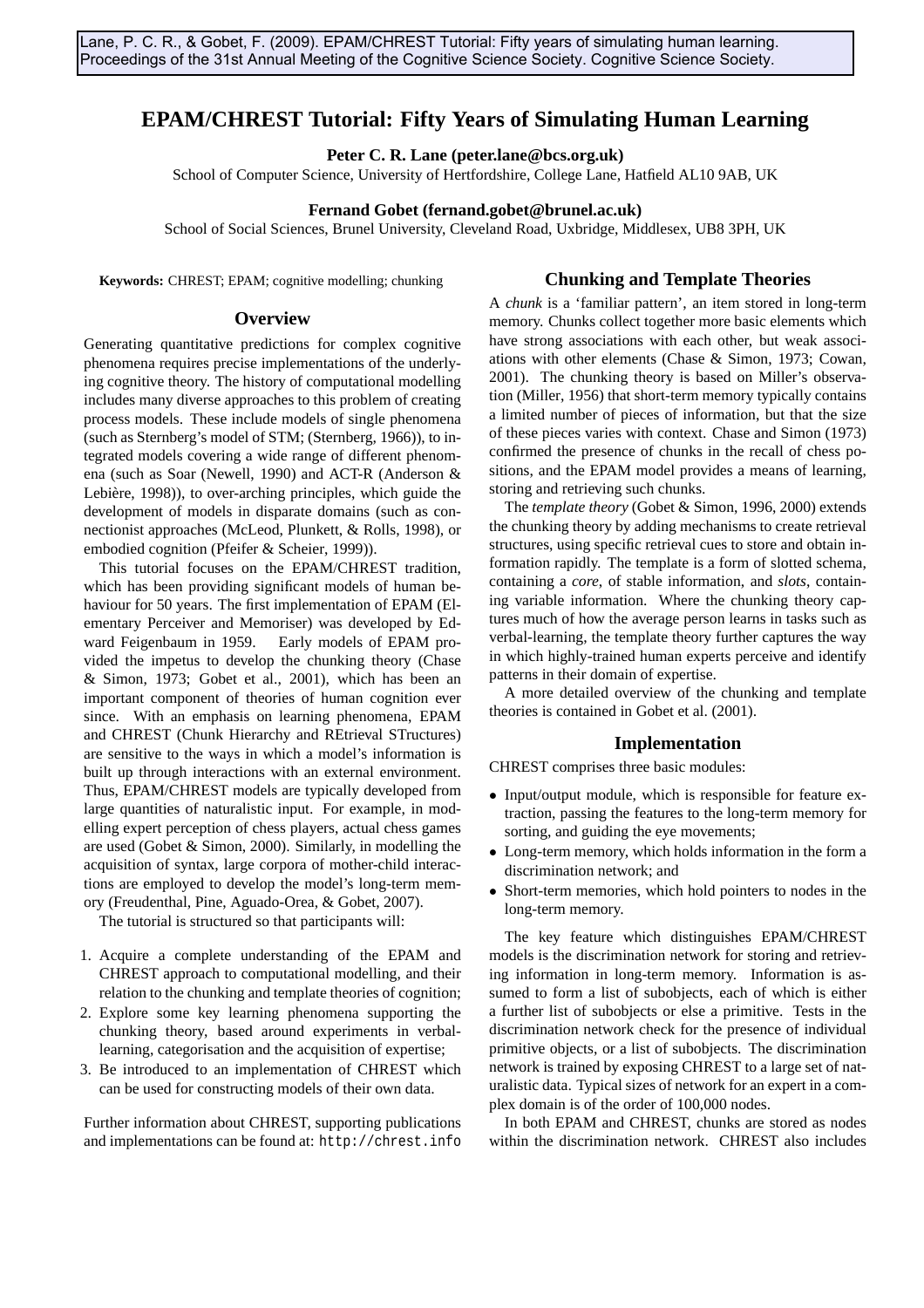Lane, P. C. R., & Gobet, F. (2009). EPAM/CHREST Tutorial: Fifty years of simulating human learning. Proceedings of the 31st Annual Meeting of the Cognitive Science Society. Cognitive Science Society.

# EPAM/CHREST Tutorial: Fifty Years of Simulating Human Learning

**Peter C. R. Lane (peter.lane@bcs.org.uk)**
School of Computer Science, University of Hertfordshire, College Lane, Hatfield AL10 9AB, UK

**Fernand Gobet (fernand.gobet@brunel.ac.uk)**
School of Social Sciences, Brunel University, Cleveland Road, Uxbridge, Middlesex, UB8 3PH, UK

**Keywords:** CHREST; EPAM; cognitive modelling; chunking

## Overview

Generating quantitative predictions for complex cognitive phenomena requires precise implementations of the underlying cognitive theory. The history of computational modelling includes many diverse approaches to this problem of creating process models. These include models of single phenomena (such as Sternberg's model of STM; (Sternberg, 1966)), to integrated models covering a wide range of different phenomena (such as Soar (Newell, 1990) and ACT-R (Anderson & Lebière, 1998)), to over-arching principles, which guide the development of models in disparate domains (such as connectionist approaches (McLeod, Plunkett, & Rolls, 1998), or embodied cognition (Pfeifer & Scheier, 1999)).

This tutorial focuses on the EPAM/CHREST tradition, which has been providing significant models of human behaviour for 50 years. The first implementation of EPAM (Elementary Perceiver and Memoriser) was developed by Edward Feigenbaum in 1959. Early models of EPAM provided the impetus to develop the chunking theory (Chase & Simon, 1973; Gobet et al., 2001), which has been an important component of theories of human cognition ever since. With an emphasis on learning phenomena, EPAM and CHREST (Chunk Hierarchy and REtrieval STructures) are sensitive to the ways in which a model's information is built up through interactions with an external environment. Thus, EPAM/CHREST models are typically developed from large quantities of naturalistic input. For example, in modelling expert perception of chess players, actual chess games are used (Gobet & Simon, 2000). Similarly, in modelling the acquisition of syntax, large corpora of mother-child interactions are employed to develop the model's long-term memory (Freudenthal, Pine, Aguado-Orea, & Gobet, 2007).

The tutorial is structured so that participants will:

1. Acquire a complete understanding of the EPAM and CHREST approach to computational modelling, and their relation to the chunking and template theories of cognition;
2. Explore some key learning phenomena supporting the chunking theory, based around experiments in verbal-learning, categorisation and the acquisition of expertise;
3. Be introduced to an implementation of CHREST which can be used for constructing models of their own data.

Further information about CHREST, supporting publications and implementations can be found at: `http://chrest.info`

## Chunking and Template Theories

A *chunk* is a 'familiar pattern', an item stored in long-term memory. Chunks collect together more basic elements which have strong associations with each other, but weak associations with other elements (Chase & Simon, 1973; Cowan, 2001). The chunking theory is based on Miller's observation (Miller, 1956) that short-term memory typically contains a limited number of pieces of information, but that the size of these pieces varies with context. Chase and Simon (1973) confirmed the presence of chunks in the recall of chess positions, and the EPAM model provides a means of learning, storing and retrieving such chunks.

The *template theory* (Gobet & Simon, 1996, 2000) extends the chunking theory by adding mechanisms to create retrieval structures, using specific retrieval cues to store and obtain information rapidly. The template is a form of slotted schema, containing a *core*, of stable information, and *slots*, containing variable information. Where the chunking theory captures much of how the average person learns in tasks such as verbal-learning, the template theory further captures the way in which highly-trained human experts perceive and identify patterns in their domain of expertise.

A more detailed overview of the chunking and template theories is contained in Gobet et al. (2001).

## Implementation

CHREST comprises three basic modules:

- Input/output module, which is responsible for feature extraction, passing the features to the long-term memory for sorting, and guiding the eye movements;
- Long-term memory, which holds information in the form a discrimination network; and
- Short-term memories, which hold pointers to nodes in the long-term memory.

The key feature which distinguishes EPAM/CHREST models is the discrimination network for storing and retrieving information in long-term memory. Information is assumed to form a list of subobjects, each of which is either a further list of subobjects or else a primitive. Tests in the discrimination network check for the presence of individual primitive objects, or a list of subobjects. The discrimination network is trained by exposing CHREST to a large set of naturalistic data. Typical sizes of network for an expert in a complex domain is of the order of 100,000 nodes.

In both EPAM and CHREST, chunks are stored as nodes within the discrimination network. CHREST also includes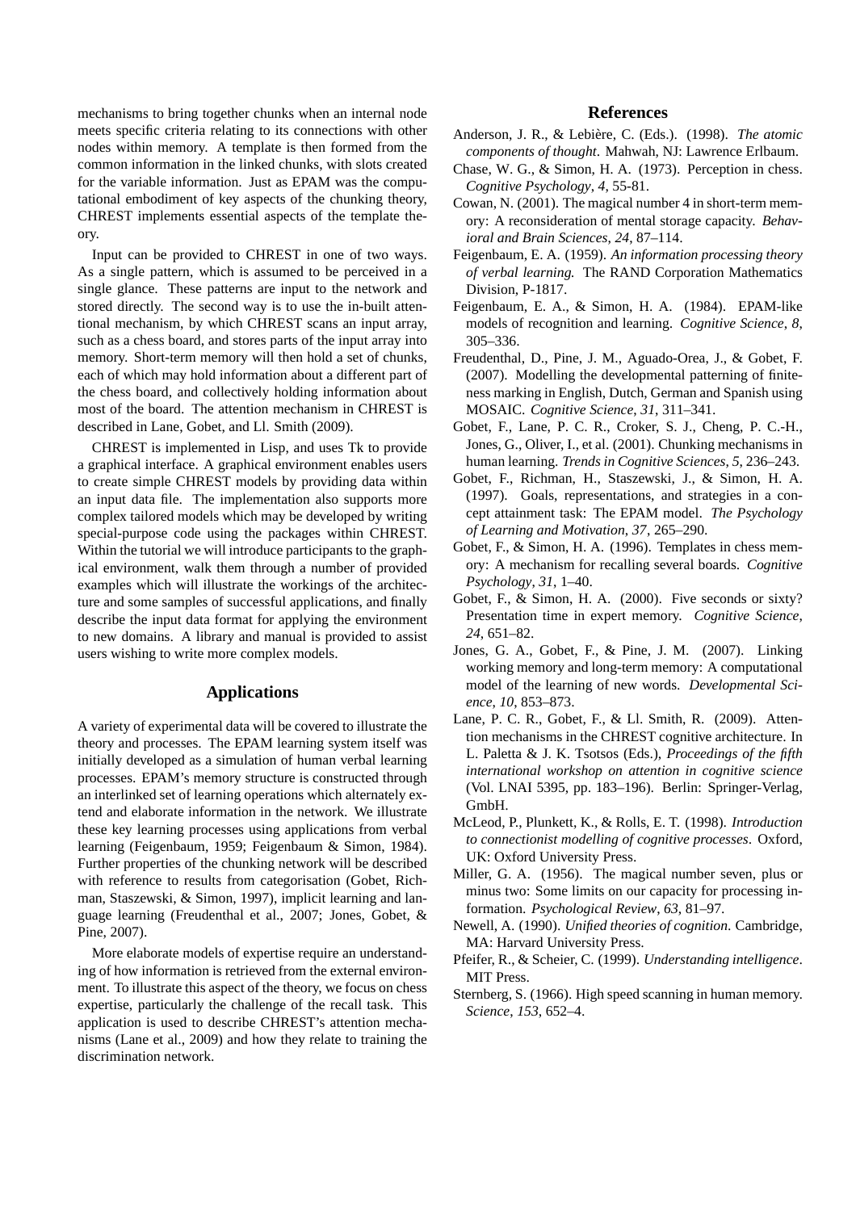mechanisms to bring together chunks when an internal node meets specific criteria relating to its connections with other nodes within memory. A template is then formed from the common information in the linked chunks, with slots created for the variable information. Just as EPAM was the computational embodiment of key aspects of the chunking theory, CHREST implements essential aspects of the template theory.

Input can be provided to CHREST in one of two ways. As a single pattern, which is assumed to be perceived in a single glance. These patterns are input to the network and stored directly. The second way is to use the in-built attentional mechanism, by which CHREST scans an input array, such as a chess board, and stores parts of the input array into memory. Short-term memory will then hold a set of chunks, each of which may hold information about a different part of the chess board, and collectively holding information about most of the board. The attention mechanism in CHREST is described in Lane, Gobet, and Ll. Smith (2009).

CHREST is implemented in Lisp, and uses Tk to provide a graphical interface. A graphical environment enables users to create simple CHREST models by providing data within an input data file. The implementation also supports more complex tailored models which may be developed by writing special-purpose code using the packages within CHREST. Within the tutorial we will introduce participants to the graphical environment, walk them through a number of provided examples which will illustrate the workings of the architecture and some samples of successful applications, and finally describe the input data format for applying the environment to new domains. A library and manual is provided to assist users wishing to write more complex models.

## Applications

A variety of experimental data will be covered to illustrate the theory and processes. The EPAM learning system itself was initially developed as a simulation of human verbal learning processes. EPAM's memory structure is constructed through an interlinked set of learning operations which alternately extend and elaborate information in the network. We illustrate these key learning processes using applications from verbal learning (Feigenbaum, 1959; Feigenbaum & Simon, 1984). Further properties of the chunking network will be described with reference to results from categorisation (Gobet, Richman, Staszewski, & Simon, 1997), implicit learning and language learning (Freudenthal et al., 2007; Jones, Gobet, & Pine, 2007).

More elaborate models of expertise require an understanding of how information is retrieved from the external environment. To illustrate this aspect of the theory, we focus on chess expertise, particularly the challenge of the recall task. This application is used to describe CHREST's attention mechanisms (Lane et al., 2009) and how they relate to training the discrimination network.

## References

Anderson, J. R., & Lebière, C. (Eds.). (1998). *The atomic components of thought*. Mahwah, NJ: Lawrence Erlbaum.

Chase, W. G., & Simon, H. A. (1973). Perception in chess. *Cognitive Psychology*, *4*, 55-81.

Cowan, N. (2001). The magical number 4 in short-term memory: A reconsideration of mental storage capacity. *Behavioral and Brain Sciences*, *24*, 87–114.

Feigenbaum, E. A. (1959). *An information processing theory of verbal learning.* The RAND Corporation Mathematics Division, P-1817.

Feigenbaum, E. A., & Simon, H. A. (1984). EPAM-like models of recognition and learning. *Cognitive Science*, *8*, 305–336.

Freudenthal, D., Pine, J. M., Aguado-Orea, J., & Gobet, F. (2007). Modelling the developmental patterning of finiteness marking in English, Dutch, German and Spanish using MOSAIC. *Cognitive Science*, *31*, 311–341.

Gobet, F., Lane, P. C. R., Croker, S. J., Cheng, P. C.-H., Jones, G., Oliver, I., et al. (2001). Chunking mechanisms in human learning. *Trends in Cognitive Sciences*, *5*, 236–243.

Gobet, F., Richman, H., Staszewski, J., & Simon, H. A. (1997). Goals, representations, and strategies in a concept attainment task: The EPAM model. *The Psychology of Learning and Motivation*, *37*, 265–290.

Gobet, F., & Simon, H. A. (1996). Templates in chess memory: A mechanism for recalling several boards. *Cognitive Psychology*, *31*, 1–40.

Gobet, F., & Simon, H. A. (2000). Five seconds or sixty? Presentation time in expert memory. *Cognitive Science*, *24*, 651–82.

Jones, G. A., Gobet, F., & Pine, J. M. (2007). Linking working memory and long-term memory: A computational model of the learning of new words. *Developmental Science*, *10*, 853–873.

Lane, P. C. R., Gobet, F., & Ll. Smith, R. (2009). Attention mechanisms in the CHREST cognitive architecture. In L. Paletta & J. K. Tsotsos (Eds.), *Proceedings of the fifth international workshop on attention in cognitive science* (Vol. LNAI 5395, pp. 183–196). Berlin: Springer-Verlag, GmbH.

McLeod, P., Plunkett, K., & Rolls, E. T. (1998). *Introduction to connectionist modelling of cognitive processes*. Oxford, UK: Oxford University Press.

Miller, G. A. (1956). The magical number seven, plus or minus two: Some limits on our capacity for processing information. *Psychological Review*, *63*, 81–97.

Newell, A. (1990). *Unified theories of cognition*. Cambridge, MA: Harvard University Press.

Pfeifer, R., & Scheier, C. (1999). *Understanding intelligence*. MIT Press.

Sternberg, S. (1966). High speed scanning in human memory. *Science*, *153*, 652–4.